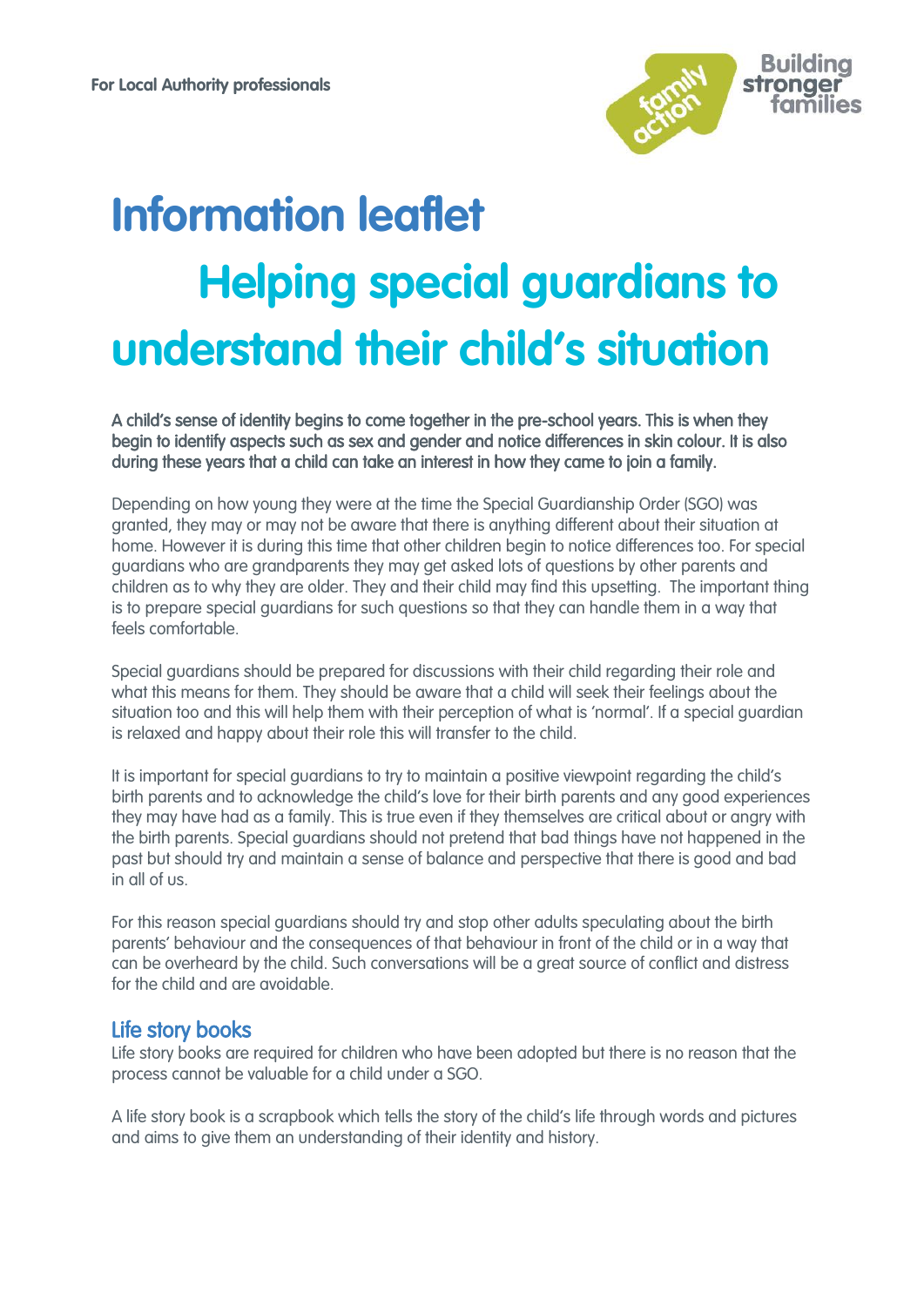For Local Authority professionals

# Information leaflet

# Helping special guardians to understand their child's situation

A child's sense of identity begins to come together in the pre-school years. This is when they begin to identify aspects such as sex and gender and notice differences in skin colour. It is also during these years that a child can take an interest in how they came to join a family.

Depending on how young they were at the time the Special Guardianship Order (SGO) was granted, they may or may not be aware that there is anything different about their situation at home. However it is during this time that other children begin to notice differences too. For special guardians who are grandparents they may get asked lots of questions by other parents and children as to why they are older. They and their child may find this upsetting. The important thing is to prepare special guardians for such questions so that they can handle them in a way that feels comfortable.

Special guardians should be prepared for discussions with their child regarding their role and what this means for them. They should be aware that a child will seek their feelings about the situation too and this will help them with their perception of what is 'normal'. If a special guardian is relaxed and happy about their role this will transfer to the child.

It is important for special guardians to try to maintain a positive viewpoint regarding the child's birth parents and to acknowledge the child's love for their birth parents and any good experiences they may have had as a family. This is true even if they themselves are critical about or angry with the birth parents. Special guardians should not pretend that bad things have not happened in the past but should try and maintain a sense of balance and perspective that there is good and bad in all of us.

For this reason special guardians should try and stop other adults speculating about the birth parents' behaviour and the consequences of that behaviour in front of the child or in a way that can be overheard by the child. Such conversations will be a great source of conflict and distress for the child and are avoidable.

## Life story books

Life story books are required for children who have been adopted but there is no reason that the process cannot be valuable for a child under a SGO.

A life story book is a scrapbook which tells the story of the child's life through words and pictures and aims to give them an understanding of their identity and history.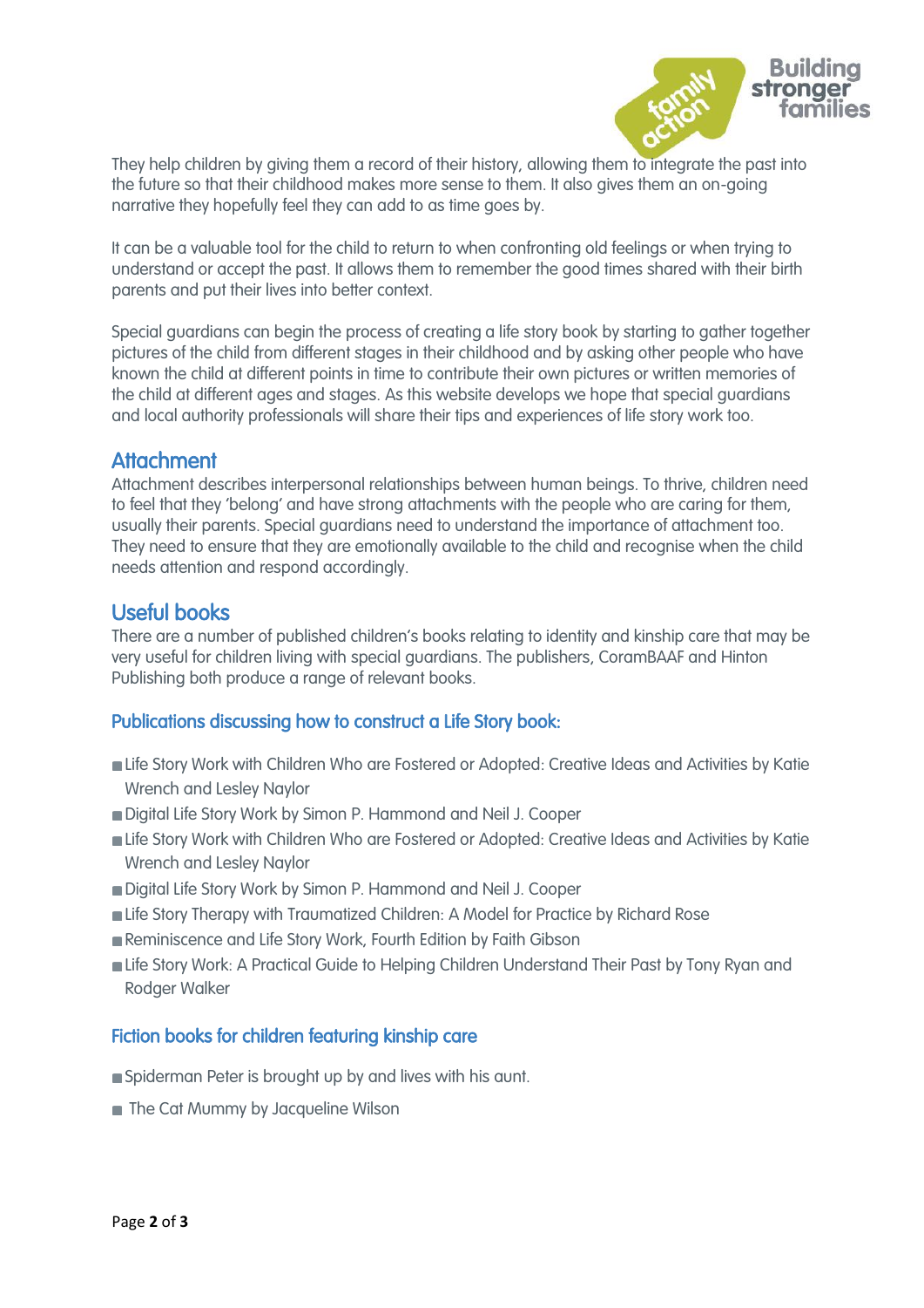They help children by giving them a record of their history, allowing them to integrate the past into the future so that their childhood makes more sense to them. It also gives them an on-going narrative they hopefully feel they can add to as time goes by.

It can be a valuable tool for the child to return to when confronting old feelings or when trying to understand or accept the past. It allows them to remember the good times shared with their birth parents and put their lives into better context.

Special guardians can begin the process of creating a life story book by starting to gather together pictures of the child from different stages in their childhood and by asking other people who have known the child at different points in time to contribute their own pictures or written memories of the child at different ages and stages. As this website develops we hope that special guardians and local authority professionals will share their tips and experiences of life story work too.

## Attachment

Attachment describes interpersonal relationships between human beings. To thrive, children need to feel that they 'belong' and have strong attachments with the people who are caring for them, usually their parents. Special guardians need to understand the importance of attachment too. They need to ensure that they are emotionally available to the child and recognise when the child needs attention and respond accordingly.

## Useful books

There are a number of published children's books relating to identity and kinship care that may be very useful for children living with special guardians. The publishers, CoramBAAF and Hinton Publishing both produce a range of relevant books.

### Publications discussing how to construct a Life Story book:

- Life Story Work with Children Who are Fostered or Adopted: Creative Ideas and Activities by Katie Wrench and Lesley Naylor
- Digital Life Story Work by Simon P. Hammond and Neil J. Cooper
- Life Story Work with Children Who are Fostered or Adopted: Creative Ideas and Activities by Katie Wrench and Lesley Naylor
- Digital Life Story Work by Simon P. Hammond and Neil J. Cooper
- Life Story Therapy with Traumatized Children: A Model for Practice by Richard Rose
- Reminiscence and Life Story Work, Fourth Edition by Faith Gibson
- Life Story Work: A Practical Guide to Helping Children Understand Their Past by Tony Ryan and Rodger Walker

### Fiction books for children featuring kinship care

- Spiderman Peter is brought up by and lives with his aunt.
- The Cat Mummy by Jacqueline Wilson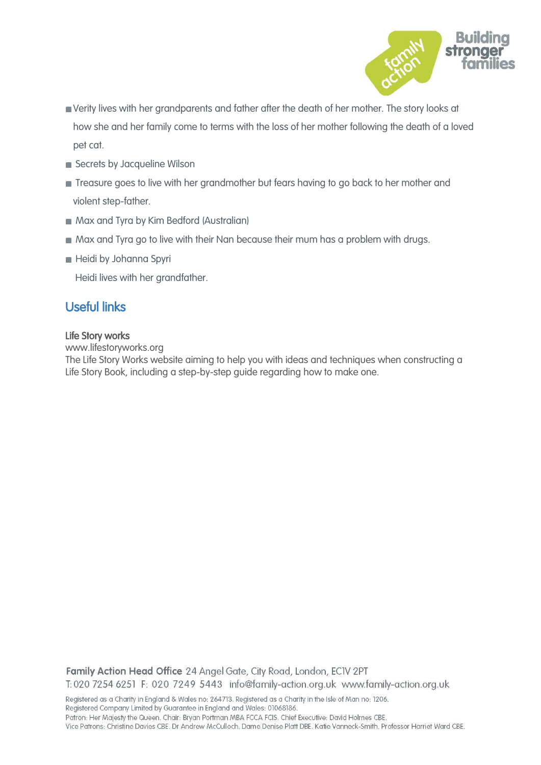- Verity lives with her grandparents and father after the death of her mother. The story looks at how she and her family come to terms with the loss of her mother following the death of a loved pet cat.
- Secrets by Jacqueline Wilson
- Treasure goes to live with her grandmother but fears having to go back to her mother and violent step-father.
- Max and Tyra by Kim Bedford (Australian)
- Max and Tyra go to live with their Nan because their mum has a problem with drugs.
- Heidi by Johanna Spyri

  Heidi lives with her grandfather.

## Useful links

**Life Story works**
www.lifestoryworks.org
The Life Story Works website aiming to help you with ideas and techniques when constructing a Life Story Book, including a step-by-step guide regarding how to make one.